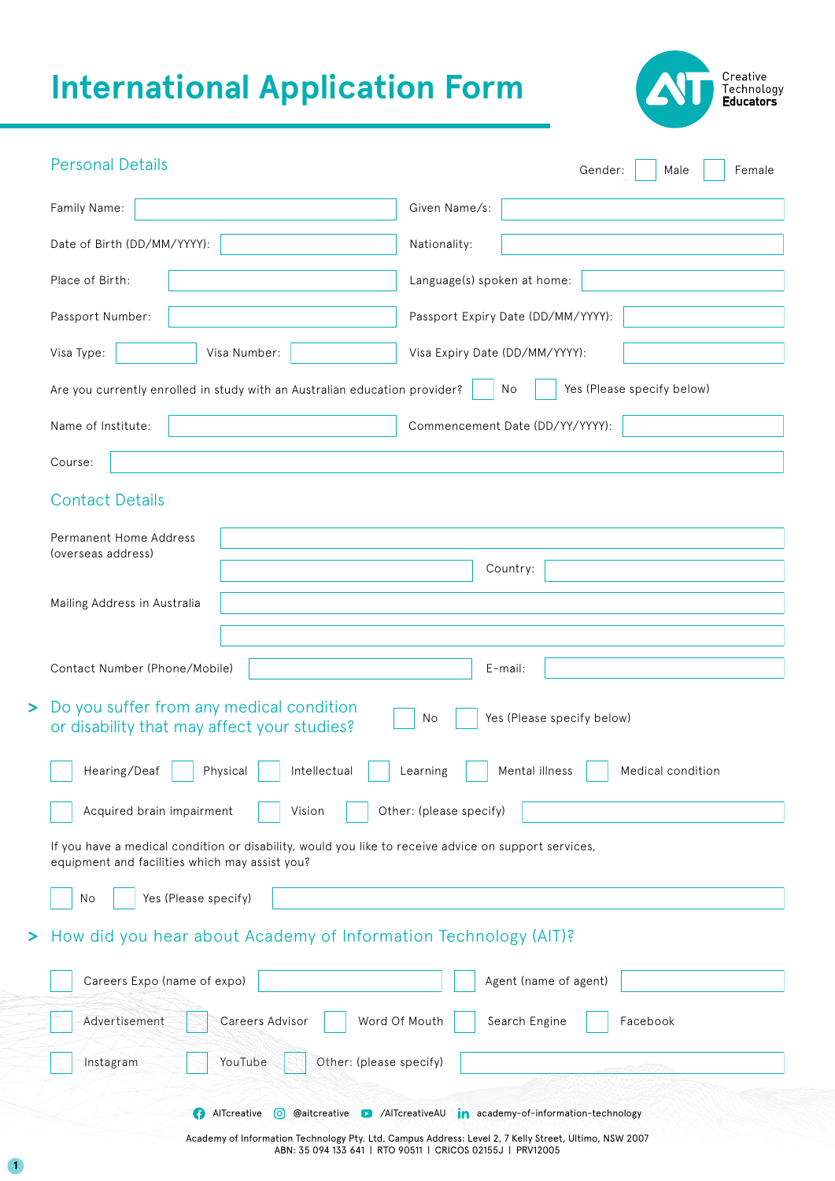# International Application Form

Creative Technology Educators

## Personal Details

Gender: ☐ Male ☐ Female

Family Name: ______________ Given Name/s: ______________

Date of Birth (DD/MM/YYYY): ______________ Nationality: ______________

Place of Birth: ______________ Language(s) spoken at home: ______________

Passport Number: ______________ Passport Expiry Date (DD/MM/YYYY): ______________

Visa Type: ______________ Visa Number: ______________ Visa Expiry Date (DD/MM/YYYY): ______________

Are you currently enrolled in study with an Australian education provider? ☐ No ☐ Yes (Please specify below)

Name of Institute: ______________ Commencement Date (DD/YY/YYYY): ______________

Course: ______________

## Contact Details

Permanent Home Address (overseas address) ______________

______________ Country: ______________

Mailing Address in Australia ______________

______________

Contact Number (Phone/Mobile) ______________ E-mail: ______________

## > Do you suffer from any medical condition or disability that may affect your studies?

☐ No ☐ Yes (Please specify below)

☐ Hearing/Deaf ☐ Physical ☐ Intellectual ☐ Learning ☐ Mental illness ☐ Medical condition

☐ Acquired brain impairment ☐ Vision ☐ Other: (please specify) ______________

If you have a medical condition or disability, would you like to receive advice on support services, equipment and facilities which may assist you?

☐ No ☐ Yes (Please specify) ______________

## > How did you hear about Academy of Information Technology (AIT)?

☐ Careers Expo (name of expo) ______________ ☐ Agent (name of agent) ______________

☐ Advertisement ☐ Careers Advisor ☐ Word Of Mouth ☐ Search Engine ☐ Facebook

☐ Instagram ☐ YouTube ☐ Other: (please specify) ______________

AITcreative | @aitcreative | /AITcreativeAU | academy-of-information-technology

Academy of Information Technology Pty. Ltd. Campus Address: Level 2, 7 Kelly Street, Ultimo, NSW 2007
ABN: 35 094 133 641 | RTO 90511 | CRICOS 02155J | PRV12005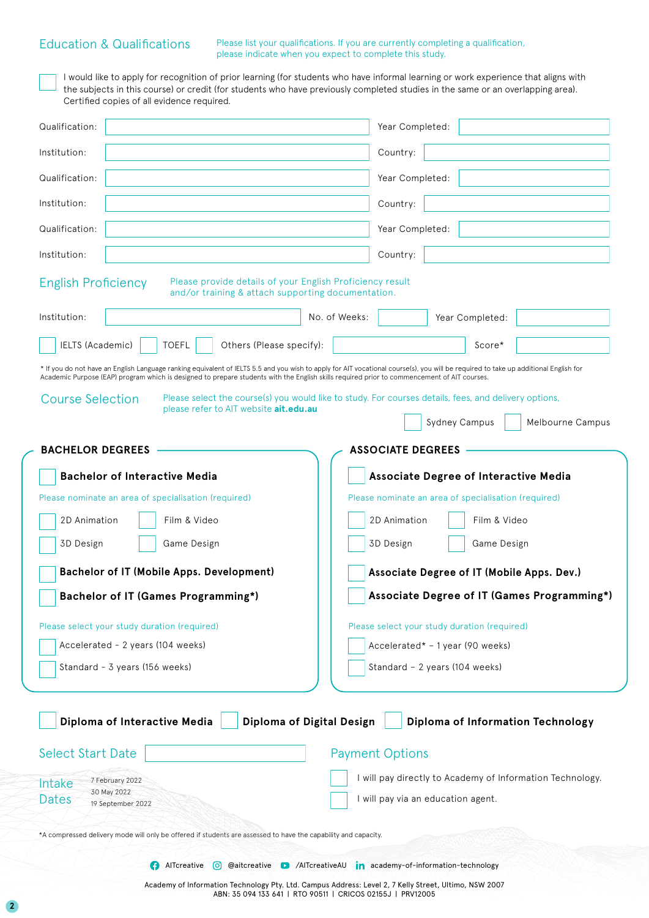## Education & Qualifications

Please list your qualifications. If you are currently completing a qualification, please indicate when you expect to complete this study.

☐ I would like to apply for recognition of prior learning (for students who have informal learning or work experience that aligns with the subjects in this course) or credit (for students who have previously completed studies in the same or an overlapping area). Certified copies of all evidence required.

| | | | |
|---|---|---|---|
| Qualification: | | Year Completed: | |
| Institution: | | Country: | |
| Qualification: | | Year Completed: | |
| Institution: | | Country: | |
| Qualification: | | Year Completed: | |
| Institution: | | Country: | |

## English Proficiency

Please provide details of your English Proficiency result and/or training & attach supporting documentation.

Institution: ______ No. of Weeks: ______ Year Completed: ______

☐ IELTS (Academic) ☐ TOEFL ☐ Others (Please specify): ______ Score* ______

* If you do not have an English Language ranking equivalent of IELTS 5.5 and you wish to apply for AIT vocational course(s), you will be required to take up additional English for Academic Purpose (EAP) program which is designed to prepare students with the English skills required prior to commencement of AIT courses.

## Course Selection

Please select the course(s) you would like to study. For courses details, fees, and delivery options, please refer to AIT website **ait.edu.au**

☐ Sydney Campus ☐ Melbourne Campus

### BACHELOR DEGREES

☐ **Bachelor of Interactive Media**

Please nominate an area of specialisation (required)

☐ 2D Animation ☐ Film & Video

☐ 3D Design ☐ Game Design

☐ **Bachelor of IT (Mobile Apps. Development)**

☐ **Bachelor of IT (Games Programming*)**

Please select your study duration (required)

☐ Accelerated - 2 years (104 weeks)

☐ Standard - 3 years (156 weeks)

### ASSOCIATE DEGREES

☐ **Associate Degree of Interactive Media**

Please nominate an area of specialisation (required)

☐ 2D Animation ☐ Film & Video

☐ 3D Design ☐ Game Design

☐ **Associate Degree of IT (Mobile Apps. Dev.)**

☐ **Associate Degree of IT (Games Programming*)**

Please select your study duration (required)

☐ Accelerated* – 1 year (90 weeks)

☐ Standard – 2 years (104 weeks)

☐ **Diploma of Interactive Media** ☐ **Diploma of Digital Design** ☐ **Diploma of Information Technology**

## Select Start Date

______

**Intake Dates**

7 February 2022
30 May 2022
19 September 2022

## Payment Options

☐ I will pay directly to Academy of Information Technology.

☐ I will pay via an education agent.

*A compressed delivery mode will only be offered if students are assessed to have the capability and capacity.

AITcreative | @aitcreative | /AITcreativeAU | academy-of-information-technology

Academy of Information Technology Pty. Ltd. Campus Address: Level 2, 7 Kelly Street, Ultimo, NSW 2007
ABN: 35 094 133 641 | RTO 90511 | CRICOS 02155J | PRV12005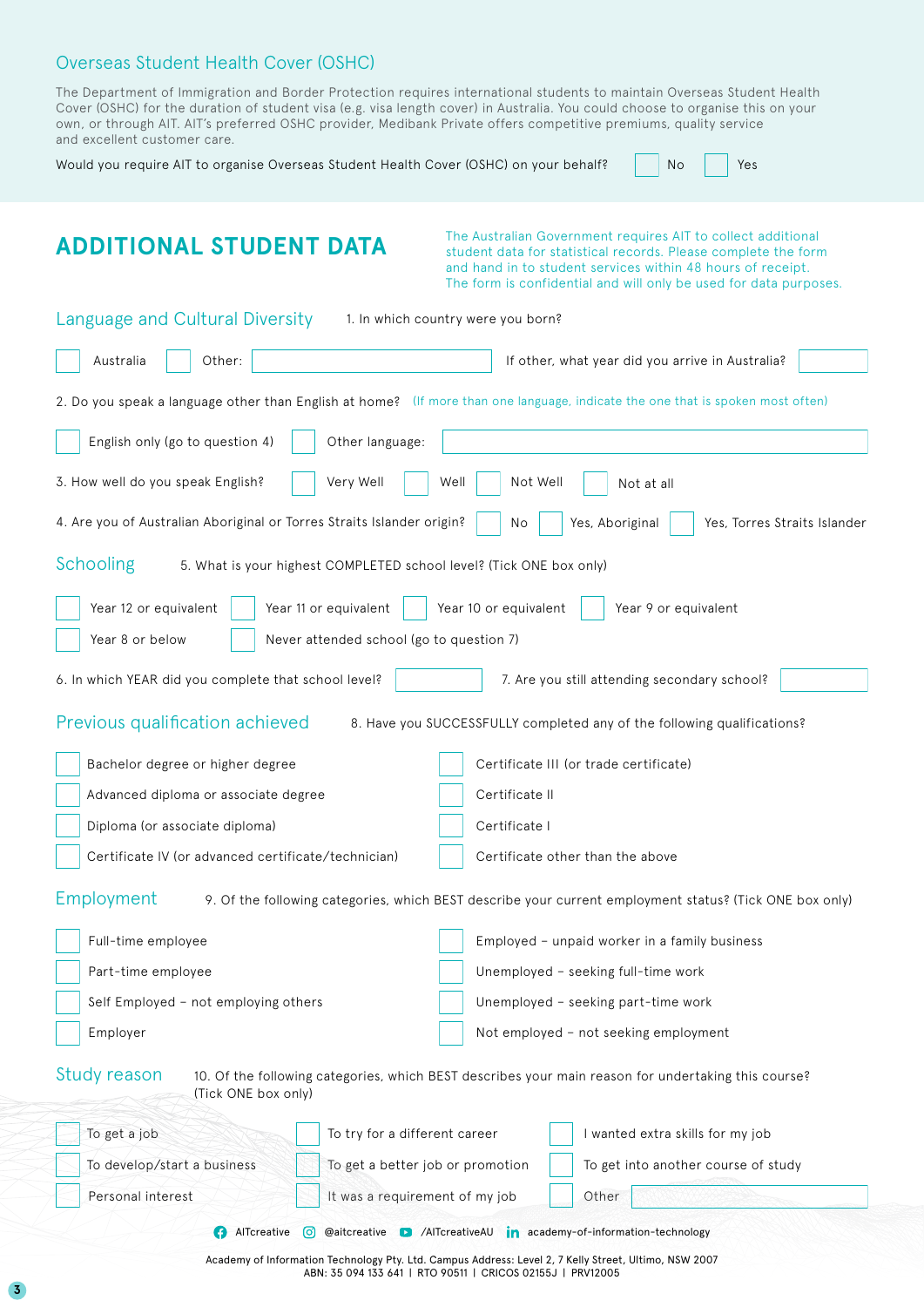## Overseas Student Health Cover (OSHC)

The Department of Immigration and Border Protection requires international students to maintain Overseas Student Health Cover (OSHC) for the duration of student visa (e.g. visa length cover) in Australia. You could choose to organise this on your own, or through AIT. AIT's preferred OSHC provider, Medibank Private offers competitive premiums, quality service and excellent customer care.

Would you require AIT to organise Overseas Student Health Cover (OSHC) on your behalf? ☐ No ☐ Yes

# ADDITIONAL STUDENT DATA

The Australian Government requires AIT to collect additional student data for statistical records. Please complete the form and hand in to student services within 48 hours of receipt. The form is confidential and will only be used for data purposes.

## Language and Cultural Diversity

1. In which country were you born?

☐ Australia ☐ Other: ________ If other, what year did you arrive in Australia? ________

2. Do you speak a language other than English at home? (If more than one language, indicate the one that is spoken most often)

☐ English only (go to question 4) ☐ Other language: ________

3. How well do you speak English? ☐ Very Well ☐ Well ☐ Not Well ☐ Not at all

4. Are you of Australian Aboriginal or Torres Straits Islander origin? ☐ No ☐ Yes, Aboriginal ☐ Yes, Torres Straits Islander

## Schooling

5. What is your highest COMPLETED school level? (Tick ONE box only)

☐ Year 12 or equivalent ☐ Year 11 or equivalent ☐ Year 10 or equivalent ☐ Year 9 or equivalent
☐ Year 8 or below ☐ Never attended school (go to question 7)

6. In which YEAR did you complete that school level? ________

7. Are you still attending secondary school? ________

## Previous qualification achieved

8. Have you SUCCESSFULLY completed any of the following qualifications?

☐ Bachelor degree or higher degree
☐ Advanced diploma or associate degree
☐ Diploma (or associate diploma)
☐ Certificate IV (or advanced certificate/technician)
☐ Certificate III (or trade certificate)
☐ Certificate II
☐ Certificate I
☐ Certificate other than the above

## Employment

9. Of the following categories, which BEST describe your current employment status? (Tick ONE box only)

☐ Full-time employee
☐ Part-time employee
☐ Self Employed – not employing others
☐ Employer
☐ Employed – unpaid worker in a family business
☐ Unemployed – seeking full-time work
☐ Unemployed – seeking part-time work
☐ Not employed – not seeking employment

## Study reason

10. Of the following categories, which BEST describes your main reason for undertaking this course? (Tick ONE box only)

☐ To get a job
☐ To develop/start a business
☐ Personal interest
☐ To try for a different career
☐ To get a better job or promotion
☐ It was a requirement of my job
☐ I wanted extra skills for my job
☐ To get into another course of study
☐ Other ________

AITcreative | @aitcreative | /AITcreativeAU | academy-of-information-technology

Academy of Information Technology Pty. Ltd. Campus Address: Level 2, 7 Kelly Street, Ultimo, NSW 2007
ABN: 35 094 133 641 | RTO 90511 | CRICOS 02155J | PRV12005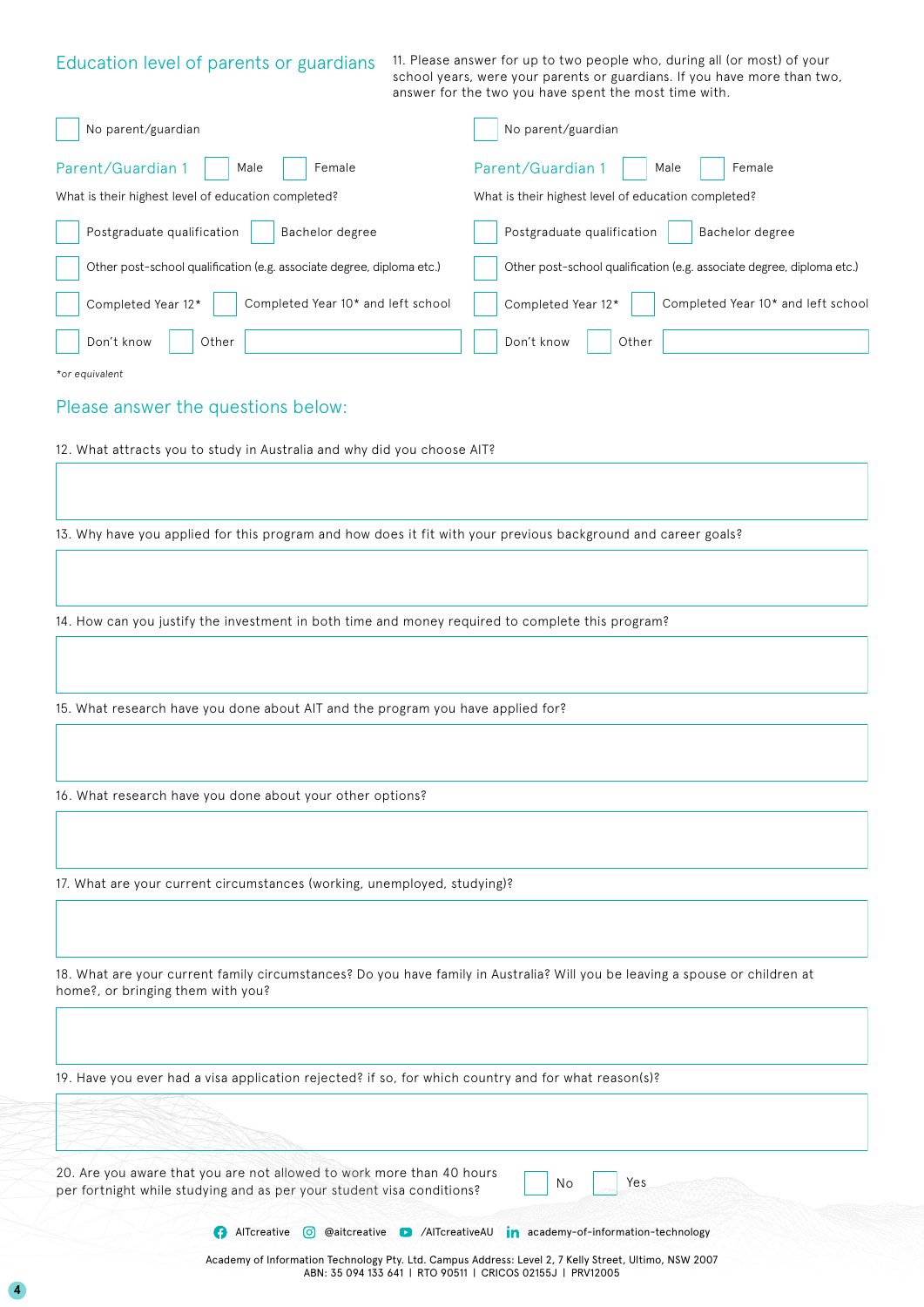## Education level of parents or guardians

11. Please answer for up to two people who, during all (or most) of your school years, were your parents or guardians. If you have more than two, answer for the two you have spent the most time with.

☐ No parent/guardian

**Parent/Guardian 1** ☐ Male ☐ Female

What is their highest level of education completed?

☐ Postgraduate qualification ☐ Bachelor degree

☐ Other post-school qualification (e.g. associate degree, diploma etc.)

☐ Completed Year 12* ☐ Completed Year 10* and left school

☐ Don't know ☐ Other ____________

☐ No parent/guardian

**Parent/Guardian 1** ☐ Male ☐ Female

What is their highest level of education completed?

☐ Postgraduate qualification ☐ Bachelor degree

☐ Other post-school qualification (e.g. associate degree, diploma etc.)

☐ Completed Year 12* ☐ Completed Year 10* and left school

☐ Don't know ☐ Other ____________

*or equivalent*

## Please answer the questions below:

12. What attracts you to study in Australia and why did you choose AIT?

13. Why have you applied for this program and how does it fit with your previous background and career goals?

14. How can you justify the investment in both time and money required to complete this program?

15. What research have you done about AIT and the program you have applied for?

16. What research have you done about your other options?

17. What are your current circumstances (working, unemployed, studying)?

18. What are your current family circumstances? Do you have family in Australia? Will you be leaving a spouse or children at home?, or bringing them with you?

19. Have you ever had a visa application rejected? if so, for which country and for what reason(s)?

20. Are you aware that you are not allowed to work more than 40 hours per fortnight while studying and as per your student visa conditions? ☐ No ☐ Yes

AITcreative @aitcreative /AITcreativeAU academy-of-information-technology

Academy of Information Technology Pty. Ltd. Campus Address: Level 2, 7 Kelly Street, Ultimo, NSW 2007
ABN: 35 094 133 641 | RTO 90511 | CRICOS 02155J | PRV12005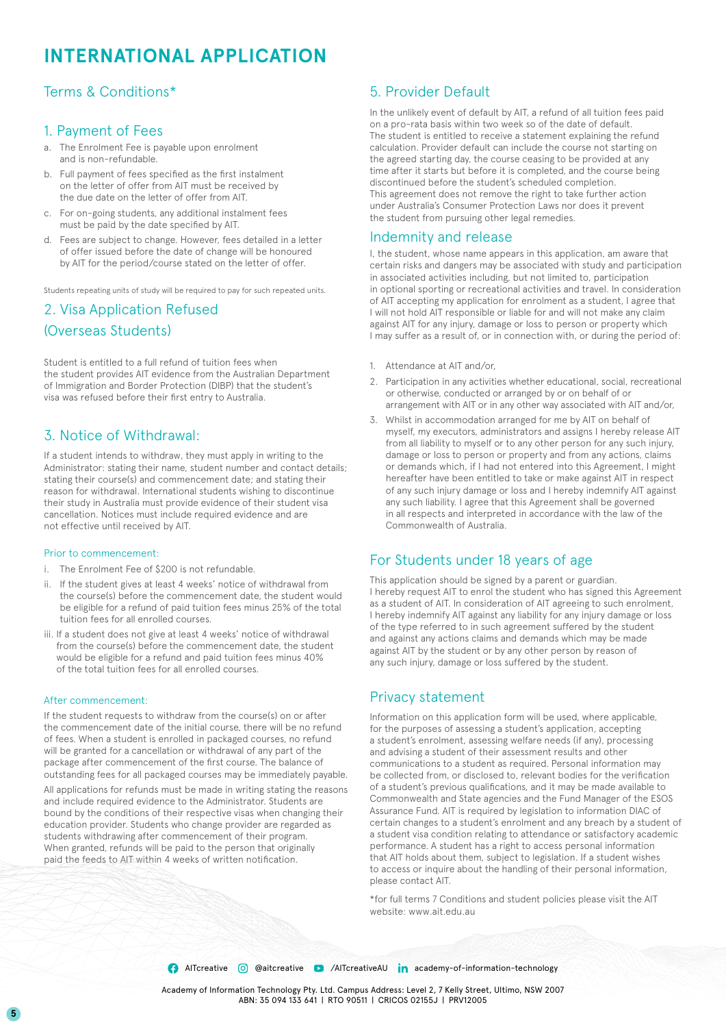# INTERNATIONAL APPLICATION

## Terms & Conditions*

### 1. Payment of Fees

a. The Enrolment Fee is payable upon enrolment and is non-refundable.

b. Full payment of fees specified as the first instalment on the letter of offer from AIT must be received by the due date on the letter of offer from AIT.

c. For on-going students, any additional instalment fees must be paid by the date specified by AIT.

d. Fees are subject to change. However, fees detailed in a letter of offer issued before the date of change will be honoured by AIT for the period/course stated on the letter of offer.

Students repeating units of study will be required to pay for such repeated units.

### 2. Visa Application Refused (Overseas Students)

Student is entitled to a full refund of tuition fees when the student provides AIT evidence from the Australian Department of Immigration and Border Protection (DIBP) that the student's visa was refused before their first entry to Australia.

### 3. Notice of Withdrawal:

If a student intends to withdraw, they must apply in writing to the Administrator: stating their name, student number and contact details; stating their course(s) and commencement date; and stating their reason for withdrawal. International students wishing to discontinue their study in Australia must provide evidence of their student visa cancellation. Notices must include required evidence and are not effective until received by AIT.

#### Prior to commencement:

i. The Enrolment Fee of $200 is not refundable.

ii. If the student gives at least 4 weeks' notice of withdrawal from the course(s) before the commencement date, the student would be eligible for a refund of paid tuition fees minus 25% of the total tuition fees for all enrolled courses.

iii. If a student does not give at least 4 weeks' notice of withdrawal from the course(s) before the commencement date, the student would be eligible for a refund and paid tuition fees minus 40% of the total tuition fees for all enrolled courses.

#### After commencement:

If the student requests to withdraw from the course(s) on or after the commencement date of the initial course, there will be no refund of fees. When a student is enrolled in packaged courses, no refund will be granted for a cancellation or withdrawal of any part of the package after commencement of the first course. The balance of outstanding fees for all packaged courses may be immediately payable.

All applications for refunds must be made in writing stating the reasons and include required evidence to the Administrator. Students are bound by the conditions of their respective visas when changing their education provider. Students who change provider are regarded as students withdrawing after commencement of their program. When granted, refunds will be paid to the person that originally paid the feeds to AIT within 4 weeks of written notification.

### 5. Provider Default

In the unlikely event of default by AIT, a refund of all tuition fees paid on a pro-rata basis within two week so of the date of default. The student is entitled to receive a statement explaining the refund calculation. Provider default can include the course not starting on the agreed starting day, the course ceasing to be provided at any time after it starts but before it is completed, and the course being discontinued before the student's scheduled completion. This agreement does not remove the right to take further action under Australia's Consumer Protection Laws nor does it prevent the student from pursuing other legal remedies.

### Indemnity and release

I, the student, whose name appears in this application, am aware that certain risks and dangers may be associated with study and participation in associated activities including, but not limited to, participation in optional sporting or recreational activities and travel. In consideration of AIT accepting my application for enrolment as a student, I agree that I will not hold AIT responsible or liable for and will not make any claim against AIT for any injury, damage or loss to person or property which I may suffer as a result of, or in connection with, or during the period of:

1. Attendance at AIT and/or,
2. Participation in any activities whether educational, social, recreational or otherwise, conducted or arranged by or on behalf of or arrangement with AIT or in any other way associated with AIT and/or,
3. Whilst in accommodation arranged for me by AIT on behalf of myself, my executors, administrators and assigns I hereby release AIT from all liability to myself or to any other person for any such injury, damage or loss to person or property and from any actions, claims or demands which, if I had not entered into this Agreement, I might hereafter have been entitled to take or make against AIT in respect of any such injury damage or loss and I hereby indemnify AIT against any such liability. I agree that this Agreement shall be governed in all respects and interpreted in accordance with the law of the Commonwealth of Australia.

### For Students under 18 years of age

This application should be signed by a parent or guardian. I hereby request AIT to enrol the student who has signed this Agreement as a student of AIT. In consideration of AIT agreeing to such enrolment, I hereby indemnify AIT against any liability for any injury damage or loss of the type referred to in such agreement suffered by the student and against any actions claims and demands which may be made against AIT by the student or by any other person by reason of any such injury, damage or loss suffered by the student.

### Privacy statement

Information on this application form will be used, where applicable, for the purposes of assessing a student's application, accepting a student's enrolment, assessing welfare needs (if any), processing and advising a student of their assessment results and other communications to a student as required. Personal information may be collected from, or disclosed to, relevant bodies for the verification of a student's previous qualifications, and it may be made available to Commonwealth and State agencies and the Fund Manager of the ESOS Assurance Fund. AIT is required by legislation to information DIAC of certain changes to a student's enrolment and any breach by a student of a student visa condition relating to attendance or satisfactory academic performance. A student has a right to access personal information that AIT holds about them, subject to legislation. If a student wishes to access or inquire about the handling of their personal information, please contact AIT.

*for full terms 7 Conditions and student policies please visit the AIT website: www.ait.edu.au

AITcreative | @aitcreative | /AITcreativeAU | academy-of-information-technology

Academy of Information Technology Pty. Ltd. Campus Address: Level 2, 7 Kelly Street, Ultimo, NSW 2007
ABN: 35 094 133 641 | RTO 90511 | CRICOS 02155J | PRV12005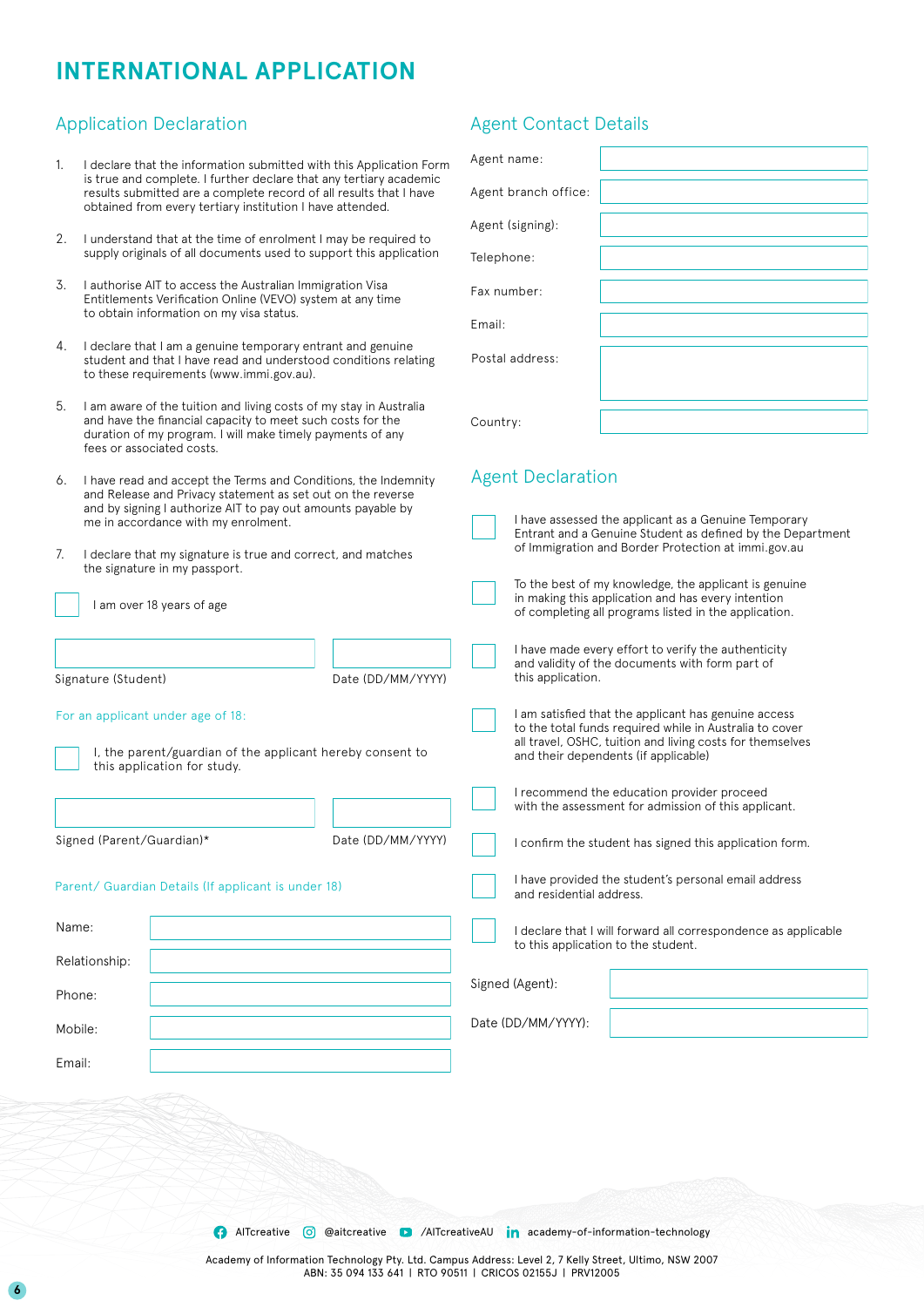# INTERNATIONAL APPLICATION

## Application Declaration

1. I declare that the information submitted with this Application Form is true and complete. I further declare that any tertiary academic results submitted are a complete record of all results that I have obtained from every tertiary institution I have attended.

2. I understand that at the time of enrolment I may be required to supply originals of all documents used to support this application

3. I authorise AIT to access the Australian Immigration Visa Entitlements Verification Online (VEVO) system at any time to obtain information on my visa status.

4. I declare that I am a genuine temporary entrant and genuine student and that I have read and understood conditions relating to these requirements (www.immi.gov.au).

5. I am aware of the tuition and living costs of my stay in Australia and have the financial capacity to meet such costs for the duration of my program. I will make timely payments of any fees or associated costs.

6. I have read and accept the Terms and Conditions, the Indemnity and Release and Privacy statement as set out on the reverse and by signing I authorize AIT to pay out amounts payable by me in accordance with my enrolment.

7. I declare that my signature is true and correct, and matches the signature in my passport.

☐ I am over 18 years of age

| Signature (Student) | Date (DD/MM/YYYY) |
|---|---|
| | |

For an applicant under age of 18:

☐ I, the parent/guardian of the applicant hereby consent to this application for study.

| Signed (Parent/Guardian)* | Date (DD/MM/YYYY) |
|---|---|
| | |

Parent/ Guardian Details (If applicant is under 18)

| | |
|---|---|
| Name: | |
| Relationship: | |
| Phone: | |
| Mobile: | |
| Email: | |

## Agent Contact Details

| | |
|---|---|
| Agent name: | |
| Agent branch office: | |
| Agent (signing): | |
| Telephone: | |
| Fax number: | |
| Email: | |
| Postal address: | |
| Country: | |

## Agent Declaration

☐ I have assessed the applicant as a Genuine Temporary Entrant and a Genuine Student as defined by the Department of Immigration and Border Protection at immi.gov.au

☐ To the best of my knowledge, the applicant is genuine in making this application and has every intention of completing all programs listed in the application.

☐ I have made every effort to verify the authenticity and validity of the documents with form part of this application.

☐ I am satisfied that the applicant has genuine access to the total funds required while in Australia to cover all travel, OSHC, tuition and living costs for themselves and their dependents (if applicable)

☐ I recommend the education provider proceed with the assessment for admission of this applicant.

☐ I confirm the student has signed this application form.

☐ I have provided the student's personal email address and residential address.

☐ I declare that I will forward all correspondence as applicable to this application to the student.

| | |
|---|---|
| Signed (Agent): | |
| Date (DD/MM/YYYY): | |

AITcreative | @aitcreative | /AITcreativeAU | academy-of-information-technology

Academy of Information Technology Pty. Ltd. Campus Address: Level 2, 7 Kelly Street, Ultimo, NSW 2007
ABN: 35 094 133 641 | RTO 90511 | CRICOS 02155J | PRV12005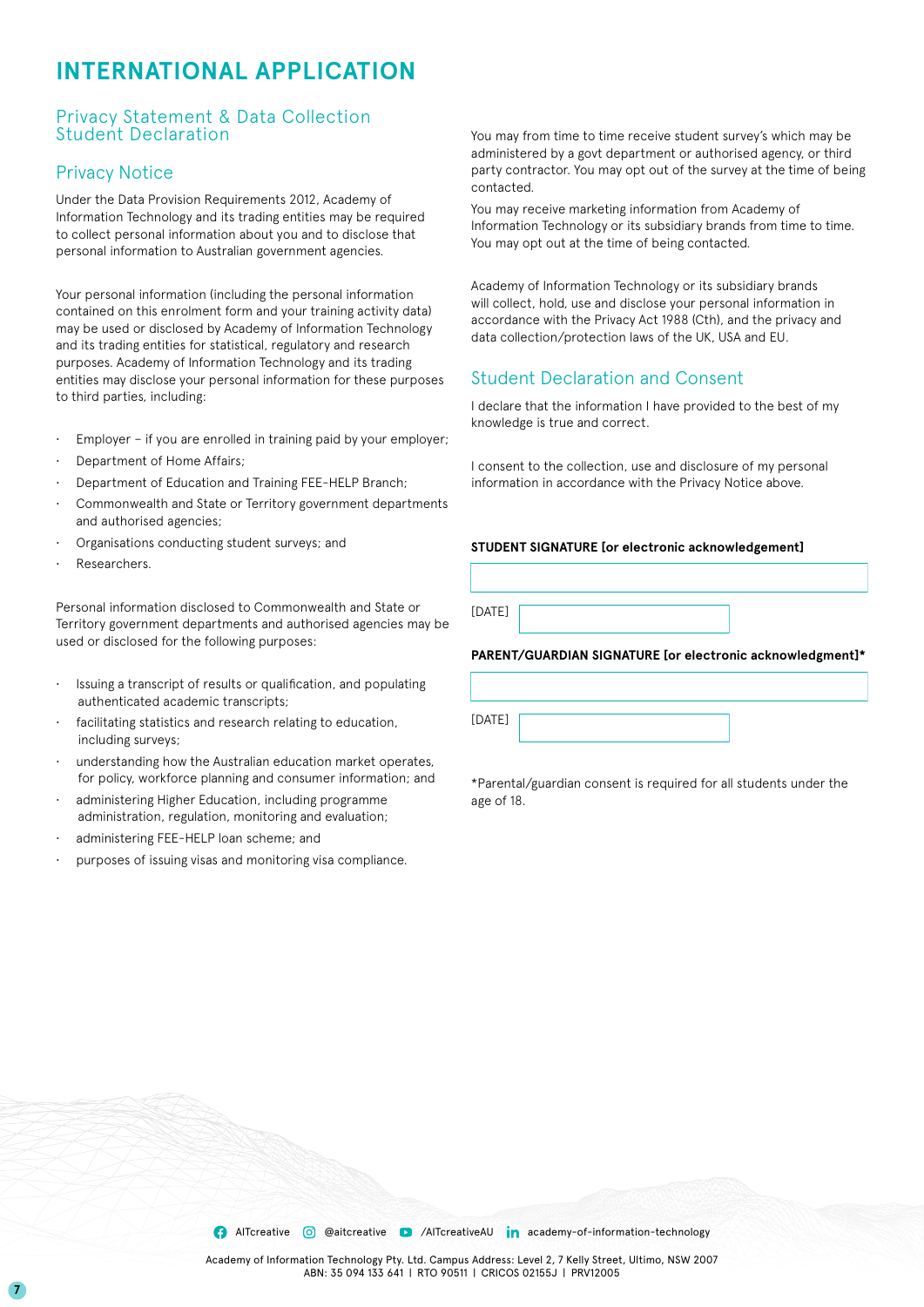# INTERNATIONAL APPLICATION

## Privacy Statement & Data Collection Student Declaration

### Privacy Notice

Under the Data Provision Requirements 2012, Academy of Information Technology and its trading entities may be required to collect personal information about you and to disclose that personal information to Australian government agencies.

Your personal information (including the personal information contained on this enrolment form and your training activity data) may be used or disclosed by Academy of Information Technology and its trading entities for statistical, regulatory and research purposes. Academy of Information Technology and its trading entities may disclose your personal information for these purposes to third parties, including:

- Employer – if you are enrolled in training paid by your employer;
- Department of Home Affairs;
- Department of Education and Training FEE-HELP Branch;
- Commonwealth and State or Territory government departments and authorised agencies;
- Organisations conducting student surveys; and
- Researchers.

Personal information disclosed to Commonwealth and State or Territory government departments and authorised agencies may be used or disclosed for the following purposes:

- Issuing a transcript of results or qualification, and populating authenticated academic transcripts;
- facilitating statistics and research relating to education, including surveys;
- understanding how the Australian education market operates, for policy, workforce planning and consumer information; and
- administering Higher Education, including programme administration, regulation, monitoring and evaluation;
- administering FEE-HELP loan scheme; and
- purposes of issuing visas and monitoring visa compliance.

You may from time to time receive student survey's which may be administered by a govt department or authorised agency, or third party contractor. You may opt out of the survey at the time of being contacted.

You may receive marketing information from Academy of Information Technology or its subsidiary brands from time to time. You may opt out at the time of being contacted.

Academy of Information Technology or its subsidiary brands will collect, hold, use and disclose your personal information in accordance with the Privacy Act 1988 (Cth), and the privacy and data collection/protection laws of the UK, USA and EU.

### Student Declaration and Consent

I declare that the information I have provided to the best of my knowledge is true and correct.

I consent to the collection, use and disclosure of my personal information in accordance with the Privacy Notice above.

**STUDENT SIGNATURE [or electronic acknowledgement]**

[DATE]

**PARENT/GUARDIAN SIGNATURE [or electronic acknowledgment]***

[DATE]

*Parental/guardian consent is required for all students under the age of 18.

AITcreative @aitcreative /AITcreativeAU academy-of-information-technology

Academy of Information Technology Pty. Ltd. Campus Address: Level 2, 7 Kelly Street, Ultimo, NSW 2007
ABN: 35 094 133 641 | RTO 90511 | CRICOS 02155J | PRV12005